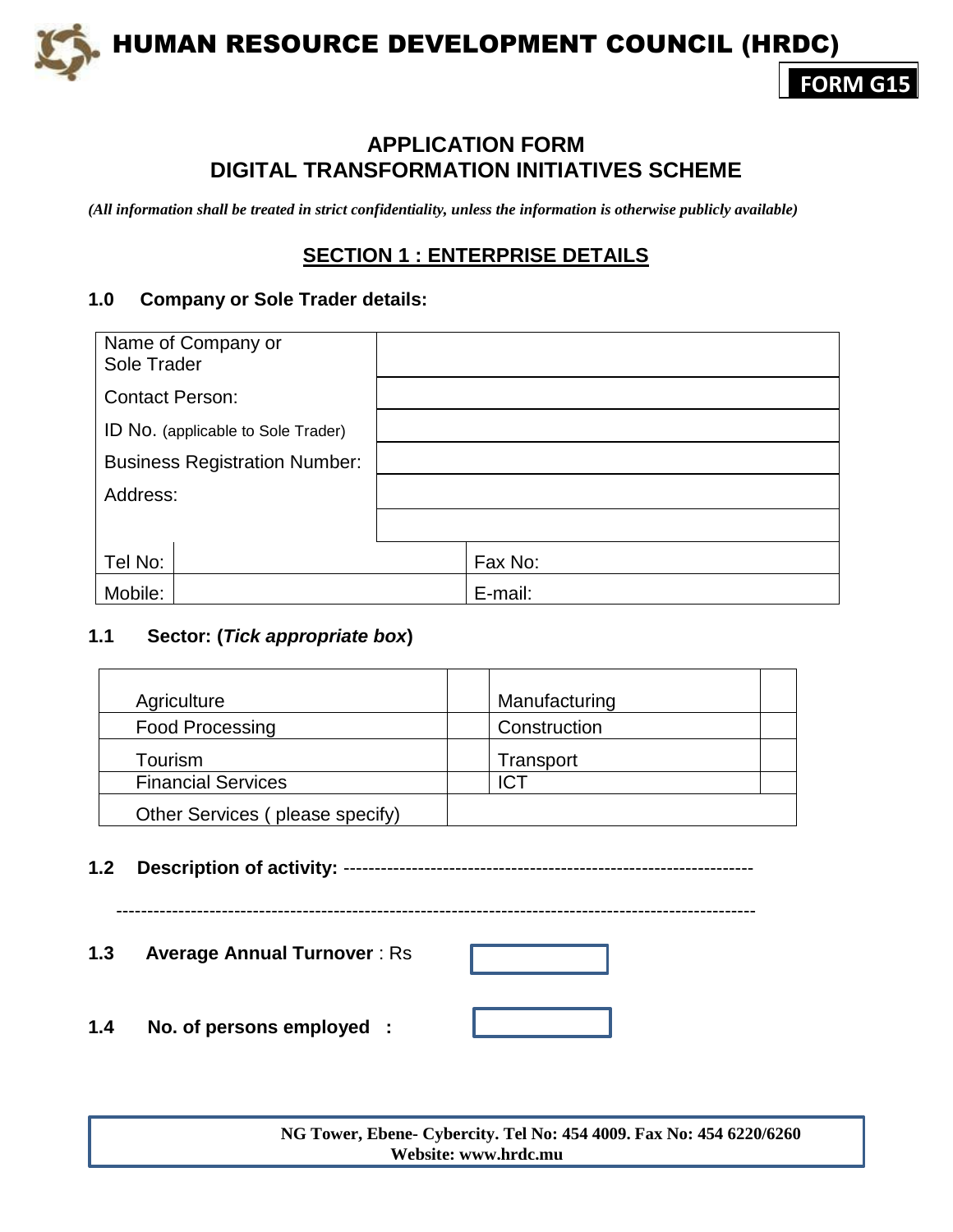# HUMAN RESOURCE DEVELOPMENT COUNCIL (HRDC)

**FORM G15**

## APPLICATION FORM
## DIGITAL TRANSFORMATION INITIATIVES SCHEME

*(All information shall be treated in strict confidentiality, unless the information is otherwise publicly available)*

## SECTION 1 : ENTERPRISE DETAILS

### 1.0 Company or Sole Trader details:

| Name of Company or Sole Trader | | | |
|---|---|---|---|
| Contact Person: | | | |
| ID No. (applicable to Sole Trader) | | | |
| Business Registration Number: | | | |
| Address: | | | |
| | | | |
| Tel No: | | Fax No: | |
| Mobile: | | E-mail: | |

### 1.1 Sector: (*Tick appropriate box*)

| | | | |
|---|---|---|---|
| Agriculture | | Manufacturing | |
| Food Processing | | Construction | |
| Tourism | | Transport | |
| Financial Services | | ICT | |
| Other Services ( please specify) | | | |

**1.2 Description of activity:** ----------------------------------------------------------------

----------------------------------------------------------------------------------------------------

**1.3 Average Annual Turnover** : Rs

**1.4 No. of persons employed :**

NG Tower, Ebene- Cybercity. Tel No: 454 4009. Fax No: 454 6220/6260
Website: www.hrdc.mu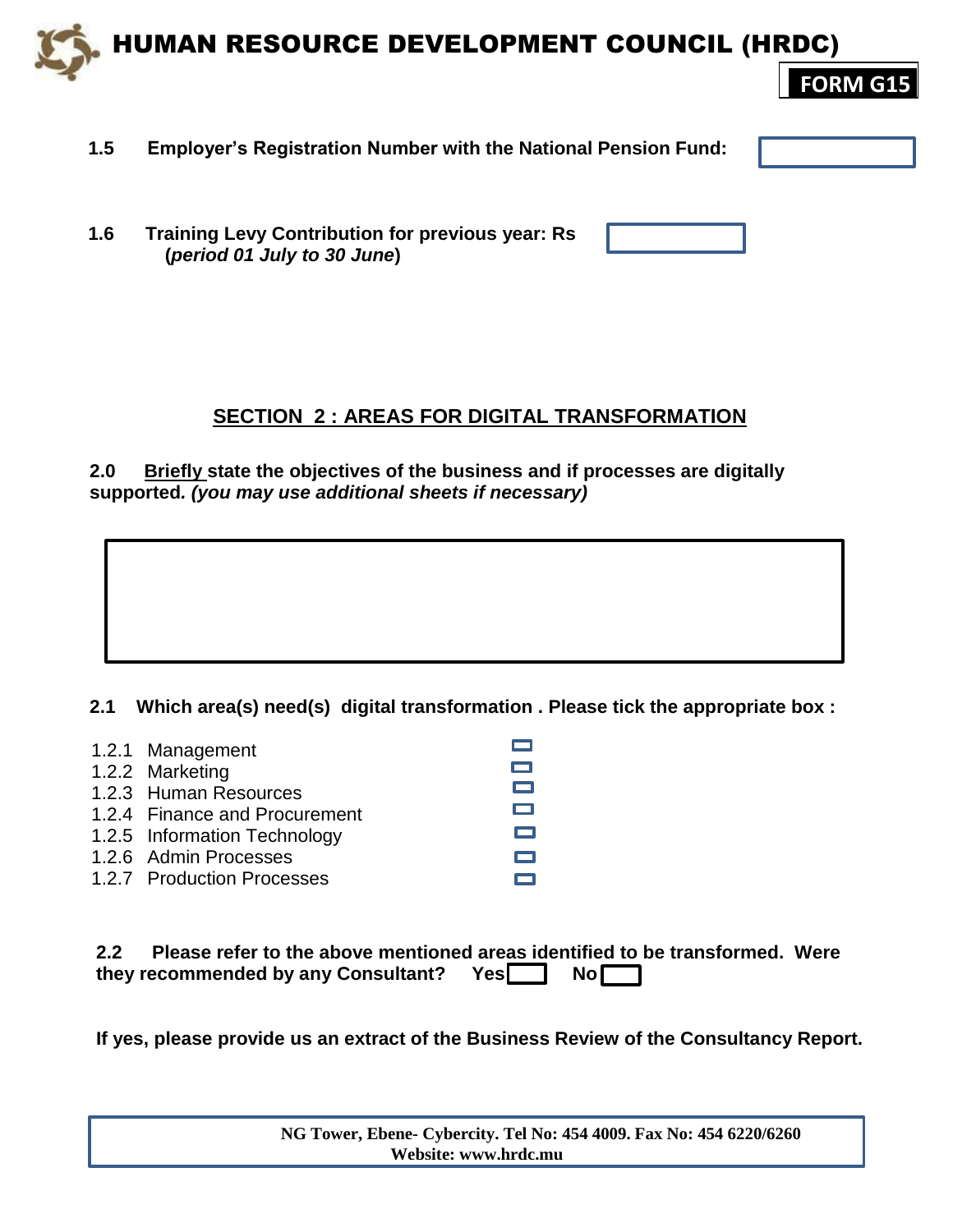**1.5 Employer's Registration Number with the National Pension Fund:** ☐

**1.6 Training Levy Contribution for previous year: Rs** ☐
**(*period 01 July to 30 June*)**

## SECTION 2 : AREAS FOR DIGITAL TRANSFORMATION

**2.0 Briefly state the objectives of the business and if processes are digitally supported. *(you may use additional sheets if necessary)***

☐

**2.1 Which area(s) need(s) digital transformation . Please tick the appropriate box :**

- 1.2.1 Management ☐
- 1.2.2 Marketing ☐
- 1.2.3 Human Resources ☐
- 1.2.4 Finance and Procurement ☐
- 1.2.5 Information Technology ☐
- 1.2.6 Admin Processes ☐
- 1.2.7 Production Processes ☐

**2.2 Please refer to the above mentioned areas identified to be transformed. Were they recommended by any Consultant? Yes ☐ No ☐**

**If yes, please provide us an extract of the Business Review of the Consultancy Report.**

**NG Tower, Ebene- Cybercity. Tel No: 454 4009. Fax No: 454 6220/6260**
**Website: www.hrdc.mu**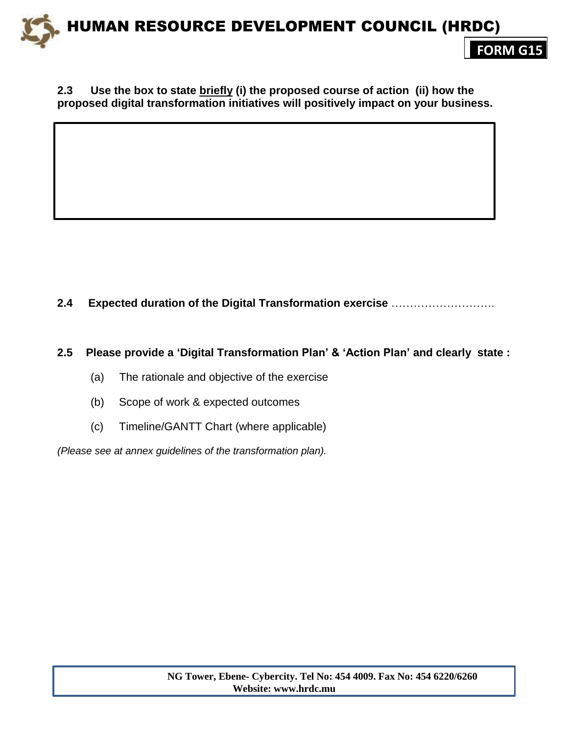**2.3 Use the box to state <u>briefly</u> (i) the proposed course of action (ii) how the proposed digital transformation initiatives will positively impact on your business.**

| |
|---|
| |

**2.4 Expected duration of the Digital Transformation exercise** ……………………….

**2.5 Please provide a 'Digital Transformation Plan' & 'Action Plan' and clearly state :**

(a) The rationale and objective of the exercise

(b) Scope of work & expected outcomes

(c) Timeline/GANTT Chart (where applicable)

*(Please see at annex guidelines of the transformation plan).*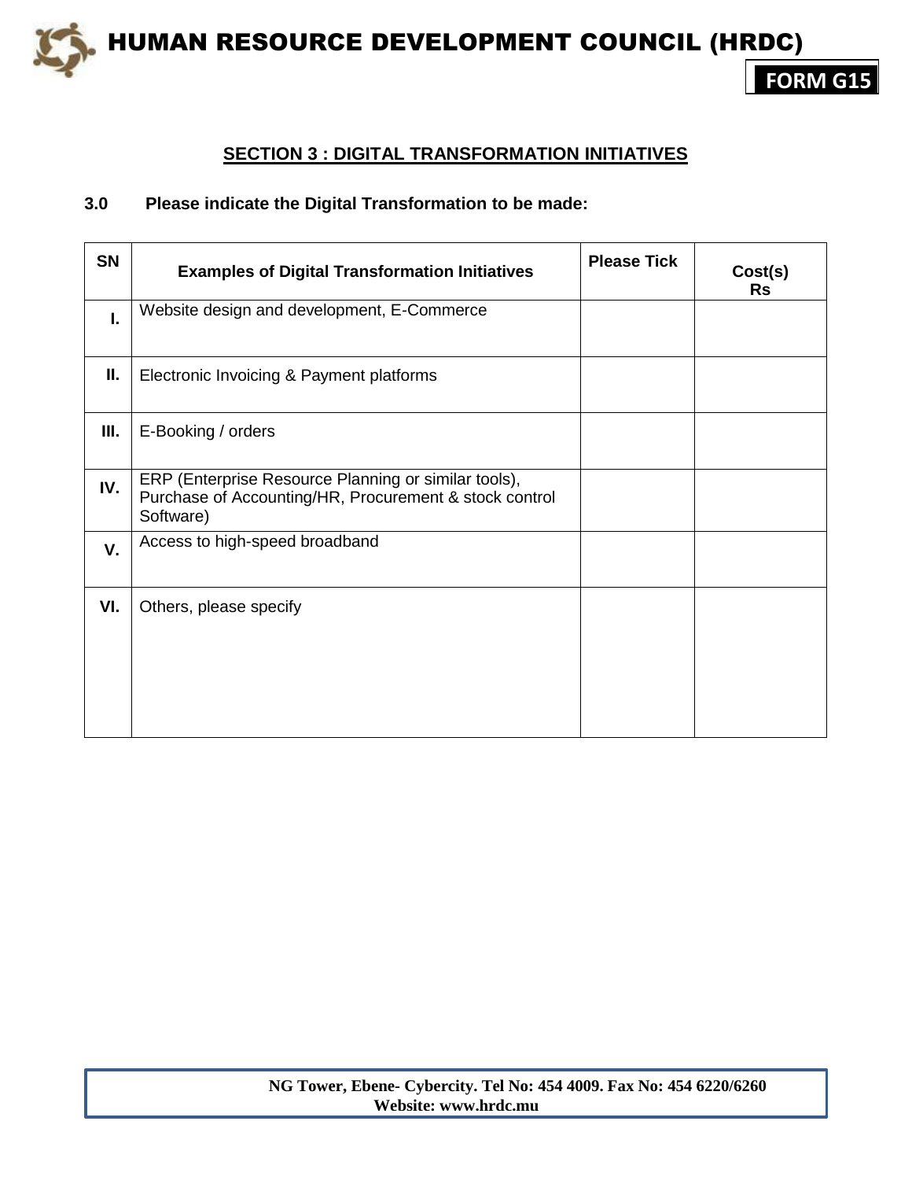**FORM G15**

## SECTION 3 : DIGITAL TRANSFORMATION INITIATIVES

### 3.0 Please indicate the Digital Transformation to be made:

| SN | Examples of Digital Transformation Initiatives | Please Tick | Cost(s) Rs |
|---|---|---|---|
| I. | Website design and development, E-Commerce | | |
| II. | Electronic Invoicing & Payment platforms | | |
| III. | E-Booking / orders | | |
| IV. | ERP (Enterprise Resource Planning or similar tools), Purchase of Accounting/HR, Procurement & stock control Software) | | |
| V. | Access to high-speed broadband | | |
| VI. | Others, please specify | | |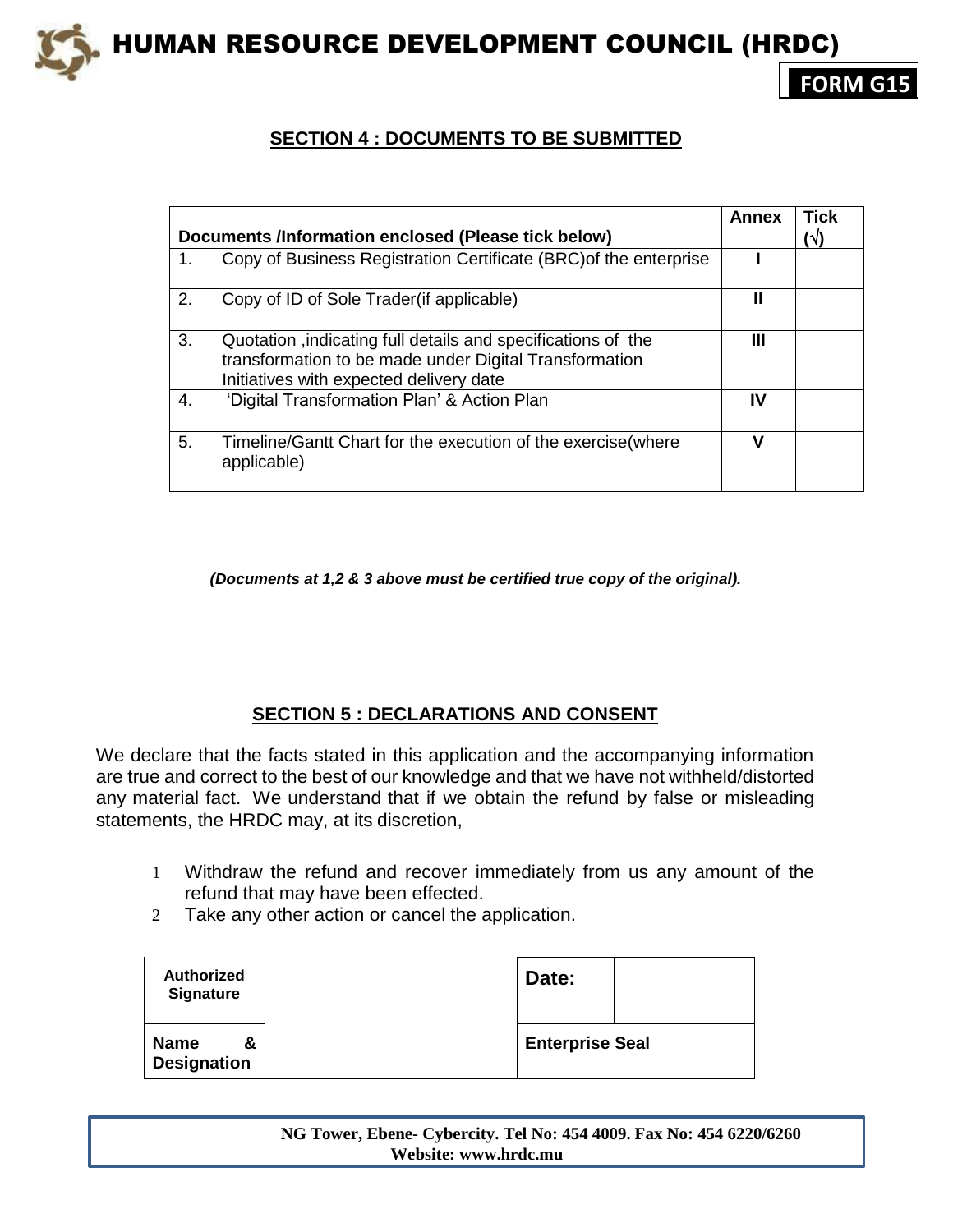# HUMAN RESOURCE DEVELOPMENT COUNCIL (HRDC)

**FORM G15**

## SECTION 4 : DOCUMENTS TO BE SUBMITTED

| Documents /Information enclosed (Please tick below) | | Annex | Tick (√) |
|---|---|---|---|
| 1. | Copy of Business Registration Certificate (BRC)of the enterprise | I | |
| 2. | Copy of ID of Sole Trader(if applicable) | II | |
| 3. | Quotation ,indicating full details and specifications of the transformation to be made under Digital Transformation Initiatives with expected delivery date | III | |
| 4. | 'Digital Transformation Plan' & Action Plan | IV | |
| 5. | Timeline/Gantt Chart for the execution of the exercise(where applicable) | V | |

***(Documents at 1,2 & 3 above must be certified true copy of the original).***

## SECTION 5 : DECLARATIONS AND CONSENT

We declare that the facts stated in this application and the accompanying information are true and correct to the best of our knowledge and that we have not withheld/distorted any material fact. We understand that if we obtain the refund by false or misleading statements, the HRDC may, at its discretion,

1. Withdraw the refund and recover immediately from us any amount of the refund that may have been effected.
2. Take any other action or cancel the application.

| **Authorized Signature** | | **Date:** | |
|---|---|---|---|
| **Name & Designation** | | **Enterprise Seal** | |

**NG Tower, Ebene- Cybercity. Tel No: 454 4009. Fax No: 454 6220/6260**
**Website: www.hrdc.mu**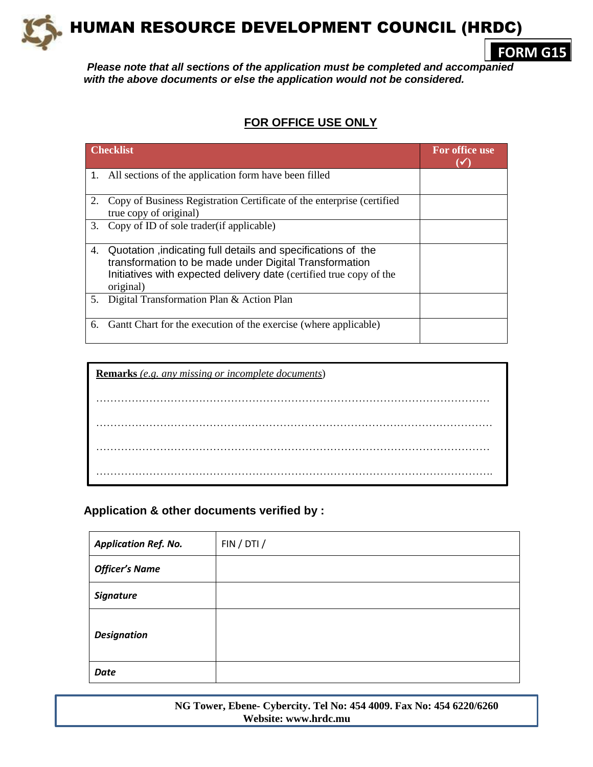# HUMAN RESOURCE DEVELOPMENT COUNCIL (HRDC)

**FORM G15**

***Please note that all sections of the application must be completed and accompanied with the above documents or else the application would not be considered.***

## FOR OFFICE USE ONLY

| Checklist | For office use (✓) |
|---|---|
| 1. All sections of the application form have been filled | |
| 2. Copy of Business Registration Certificate of the enterprise (certified true copy of original) | |
| 3. Copy of ID of sole trader(if applicable) | |
| 4. Quotation ,indicating full details and specifications of the transformation to be made under Digital Transformation Initiatives with expected delivery date (certified true copy of the original) | |
| 5. Digital Transformation Plan & Action Plan | |
| 6. Gantt Chart for the execution of the exercise (where applicable) | |

**Remarks** *(e.g. any missing or incomplete documents)*

…………………………………………………………………………………………………

…………………………………………………………………………………………………

…………………………………………………………………………………………………

…………………………………………………………………………………………………

**Application & other documents verified by :**

| | |
|---|---|
| ***Application Ref. No.*** | FIN / DTI / |
| ***Officer's Name*** | |
| ***Signature*** | |
| ***Designation*** | |
| ***Date*** | |

**NG Tower, Ebene- Cybercity. Tel No: 454 4009. Fax No: 454 6220/6260**
**Website: www.hrdc.mu**